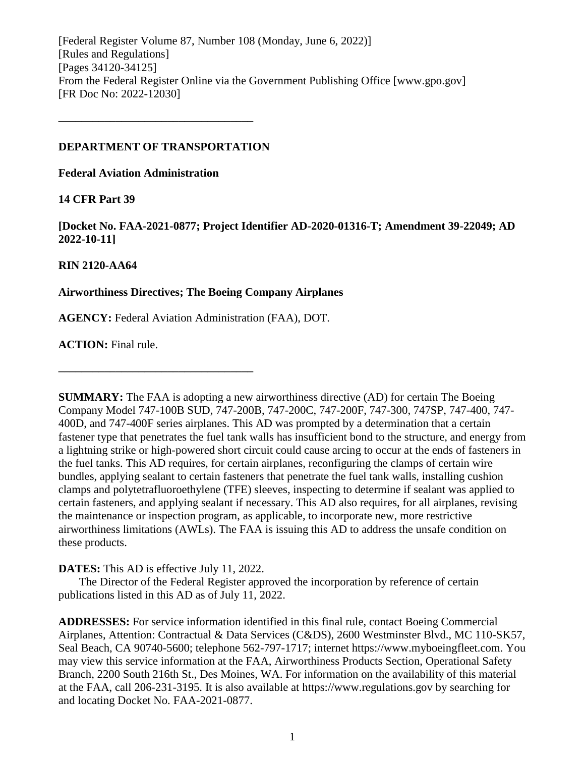[Federal Register Volume 87, Number 108 (Monday, June 6, 2022)]
[Rules and Regulations]
[Pages 34120-34125]
From the Federal Register Online via the Government Publishing Office [www.gpo.gov]
[FR Doc No: 2022-12030]

---

**DEPARTMENT OF TRANSPORTATION**

**Federal Aviation Administration**

**14 CFR Part 39**

**[Docket No. FAA-2021-0877; Project Identifier AD-2020-01316-T; Amendment 39-22049; AD 2022-10-11]**

**RIN 2120-AA64**

**Airworthiness Directives; The Boeing Company Airplanes**

**AGENCY:** Federal Aviation Administration (FAA), DOT.

**ACTION:** Final rule.

---

**SUMMARY:** The FAA is adopting a new airworthiness directive (AD) for certain The Boeing Company Model 747-100B SUD, 747-200B, 747-200C, 747-200F, 747-300, 747SP, 747-400, 747-400D, and 747-400F series airplanes. This AD was prompted by a determination that a certain fastener type that penetrates the fuel tank walls has insufficient bond to the structure, and energy from a lightning strike or high-powered short circuit could cause arcing to occur at the ends of fasteners in the fuel tanks. This AD requires, for certain airplanes, reconfiguring the clamps of certain wire bundles, applying sealant to certain fasteners that penetrate the fuel tank walls, installing cushion clamps and polytetrafluoroethylene (TFE) sleeves, inspecting to determine if sealant was applied to certain fasteners, and applying sealant if necessary. This AD also requires, for all airplanes, revising the maintenance or inspection program, as applicable, to incorporate new, more restrictive airworthiness limitations (AWLs). The FAA is issuing this AD to address the unsafe condition on these products.

**DATES:** This AD is effective July 11, 2022.

The Director of the Federal Register approved the incorporation by reference of certain publications listed in this AD as of July 11, 2022.

**ADDRESSES:** For service information identified in this final rule, contact Boeing Commercial Airplanes, Attention: Contractual & Data Services (C&DS), 2600 Westminster Blvd., MC 110-SK57, Seal Beach, CA 90740-5600; telephone 562-797-1717; internet https://www.myboeingfleet.com. You may view this service information at the FAA, Airworthiness Products Section, Operational Safety Branch, 2200 South 216th St., Des Moines, WA. For information on the availability of this material at the FAA, call 206-231-3195. It is also available at https://www.regulations.gov by searching for and locating Docket No. FAA-2021-0877.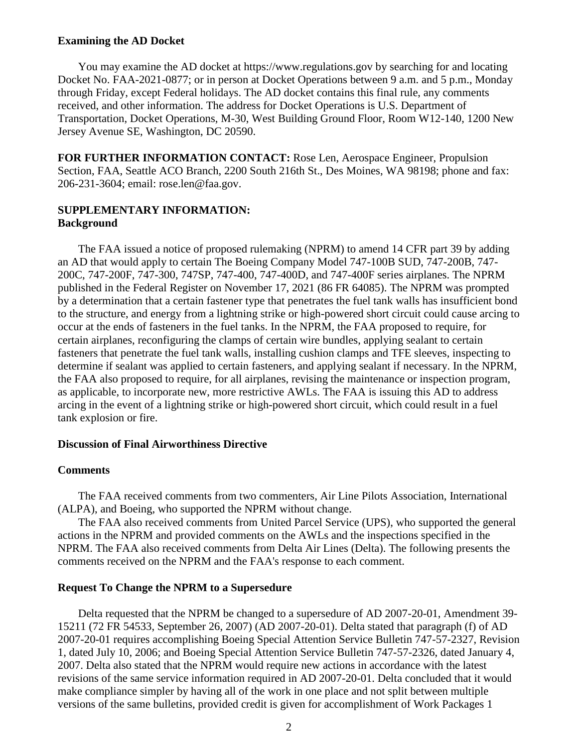### Examining the AD Docket

You may examine the AD docket at https://www.regulations.gov by searching for and locating Docket No. FAA-2021-0877; or in person at Docket Operations between 9 a.m. and 5 p.m., Monday through Friday, except Federal holidays. The AD docket contains this final rule, any comments received, and other information. The address for Docket Operations is U.S. Department of Transportation, Docket Operations, M-30, West Building Ground Floor, Room W12-140, 1200 New Jersey Avenue SE, Washington, DC 20590.

**FOR FURTHER INFORMATION CONTACT:** Rose Len, Aerospace Engineer, Propulsion Section, FAA, Seattle ACO Branch, 2200 South 216th St., Des Moines, WA 98198; phone and fax: 206-231-3604; email: rose.len@faa.gov.

**SUPPLEMENTARY INFORMATION:**

### Background

The FAA issued a notice of proposed rulemaking (NPRM) to amend 14 CFR part 39 by adding an AD that would apply to certain The Boeing Company Model 747-100B SUD, 747-200B, 747-200C, 747-200F, 747-300, 747SP, 747-400, 747-400D, and 747-400F series airplanes. The NPRM published in the Federal Register on November 17, 2021 (86 FR 64085). The NPRM was prompted by a determination that a certain fastener type that penetrates the fuel tank walls has insufficient bond to the structure, and energy from a lightning strike or high-powered short circuit could cause arcing to occur at the ends of fasteners in the fuel tanks. In the NPRM, the FAA proposed to require, for certain airplanes, reconfiguring the clamps of certain wire bundles, applying sealant to certain fasteners that penetrate the fuel tank walls, installing cushion clamps and TFE sleeves, inspecting to determine if sealant was applied to certain fasteners, and applying sealant if necessary. In the NPRM, the FAA also proposed to require, for all airplanes, revising the maintenance or inspection program, as applicable, to incorporate new, more restrictive AWLs. The FAA is issuing this AD to address arcing in the event of a lightning strike or high-powered short circuit, which could result in a fuel tank explosion or fire.

### Discussion of Final Airworthiness Directive

### Comments

The FAA received comments from two commenters, Air Line Pilots Association, International (ALPA), and Boeing, who supported the NPRM without change.

The FAA also received comments from United Parcel Service (UPS), who supported the general actions in the NPRM and provided comments on the AWLs and the inspections specified in the NPRM. The FAA also received comments from Delta Air Lines (Delta). The following presents the comments received on the NPRM and the FAA's response to each comment.

### Request To Change the NPRM to a Supersedure

Delta requested that the NPRM be changed to a supersedure of AD 2007-20-01, Amendment 39-15211 (72 FR 54533, September 26, 2007) (AD 2007-20-01). Delta stated that paragraph (f) of AD 2007-20-01 requires accomplishing Boeing Special Attention Service Bulletin 747-57-2327, Revision 1, dated July 10, 2006; and Boeing Special Attention Service Bulletin 747-57-2326, dated January 4, 2007. Delta also stated that the NPRM would require new actions in accordance with the latest revisions of the same service information required in AD 2007-20-01. Delta concluded that it would make compliance simpler by having all of the work in one place and not split between multiple versions of the same bulletins, provided credit is given for accomplishment of Work Packages 1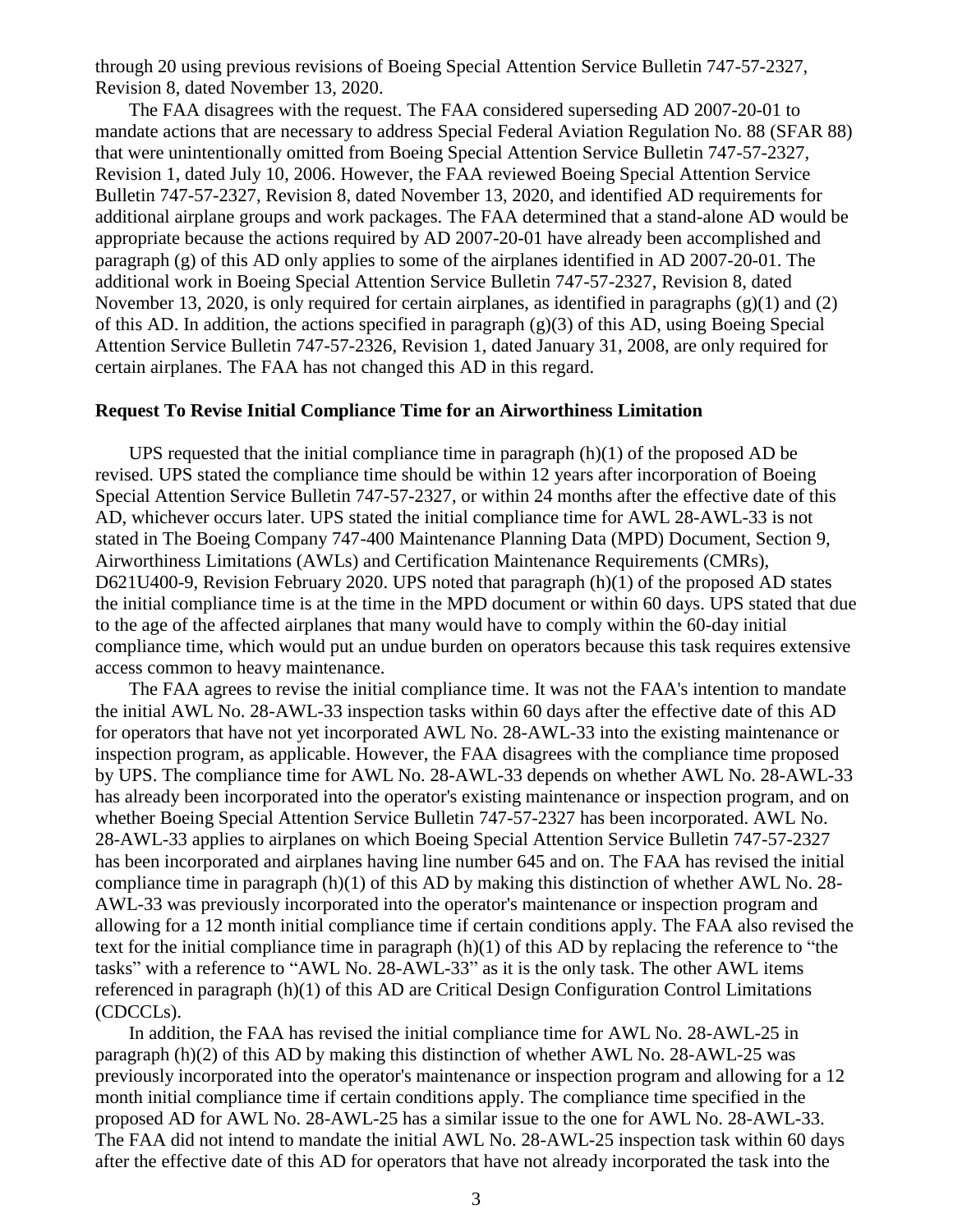through 20 using previous revisions of Boeing Special Attention Service Bulletin 747-57-2327, Revision 8, dated November 13, 2020.

The FAA disagrees with the request. The FAA considered superseding AD 2007-20-01 to mandate actions that are necessary to address Special Federal Aviation Regulation No. 88 (SFAR 88) that were unintentionally omitted from Boeing Special Attention Service Bulletin 747-57-2327, Revision 1, dated July 10, 2006. However, the FAA reviewed Boeing Special Attention Service Bulletin 747-57-2327, Revision 8, dated November 13, 2020, and identified AD requirements for additional airplane groups and work packages. The FAA determined that a stand-alone AD would be appropriate because the actions required by AD 2007-20-01 have already been accomplished and paragraph (g) of this AD only applies to some of the airplanes identified in AD 2007-20-01. The additional work in Boeing Special Attention Service Bulletin 747-57-2327, Revision 8, dated November 13, 2020, is only required for certain airplanes, as identified in paragraphs (g)(1) and (2) of this AD. In addition, the actions specified in paragraph (g)(3) of this AD, using Boeing Special Attention Service Bulletin 747-57-2326, Revision 1, dated January 31, 2008, are only required for certain airplanes. The FAA has not changed this AD in this regard.

**Request To Revise Initial Compliance Time for an Airworthiness Limitation**

UPS requested that the initial compliance time in paragraph (h)(1) of the proposed AD be revised. UPS stated the compliance time should be within 12 years after incorporation of Boeing Special Attention Service Bulletin 747-57-2327, or within 24 months after the effective date of this AD, whichever occurs later. UPS stated the initial compliance time for AWL 28-AWL-33 is not stated in The Boeing Company 747-400 Maintenance Planning Data (MPD) Document, Section 9, Airworthiness Limitations (AWLs) and Certification Maintenance Requirements (CMRs), D621U400-9, Revision February 2020. UPS noted that paragraph (h)(1) of the proposed AD states the initial compliance time is at the time in the MPD document or within 60 days. UPS stated that due to the age of the affected airplanes that many would have to comply within the 60-day initial compliance time, which would put an undue burden on operators because this task requires extensive access common to heavy maintenance.

The FAA agrees to revise the initial compliance time. It was not the FAA's intention to mandate the initial AWL No. 28-AWL-33 inspection tasks within 60 days after the effective date of this AD for operators that have not yet incorporated AWL No. 28-AWL-33 into the existing maintenance or inspection program, as applicable. However, the FAA disagrees with the compliance time proposed by UPS. The compliance time for AWL No. 28-AWL-33 depends on whether AWL No. 28-AWL-33 has already been incorporated into the operator's existing maintenance or inspection program, and on whether Boeing Special Attention Service Bulletin 747-57-2327 has been incorporated. AWL No. 28-AWL-33 applies to airplanes on which Boeing Special Attention Service Bulletin 747-57-2327 has been incorporated and airplanes having line number 645 and on. The FAA has revised the initial compliance time in paragraph (h)(1) of this AD by making this distinction of whether AWL No. 28-AWL-33 was previously incorporated into the operator's maintenance or inspection program and allowing for a 12 month initial compliance time if certain conditions apply. The FAA also revised the text for the initial compliance time in paragraph (h)(1) of this AD by replacing the reference to "the tasks" with a reference to "AWL No. 28-AWL-33" as it is the only task. The other AWL items referenced in paragraph (h)(1) of this AD are Critical Design Configuration Control Limitations (CDCCLs).

In addition, the FAA has revised the initial compliance time for AWL No. 28-AWL-25 in paragraph (h)(2) of this AD by making this distinction of whether AWL No. 28-AWL-25 was previously incorporated into the operator's maintenance or inspection program and allowing for a 12 month initial compliance time if certain conditions apply. The compliance time specified in the proposed AD for AWL No. 28-AWL-25 has a similar issue to the one for AWL No. 28-AWL-33. The FAA did not intend to mandate the initial AWL No. 28-AWL-25 inspection task within 60 days after the effective date of this AD for operators that have not already incorporated the task into the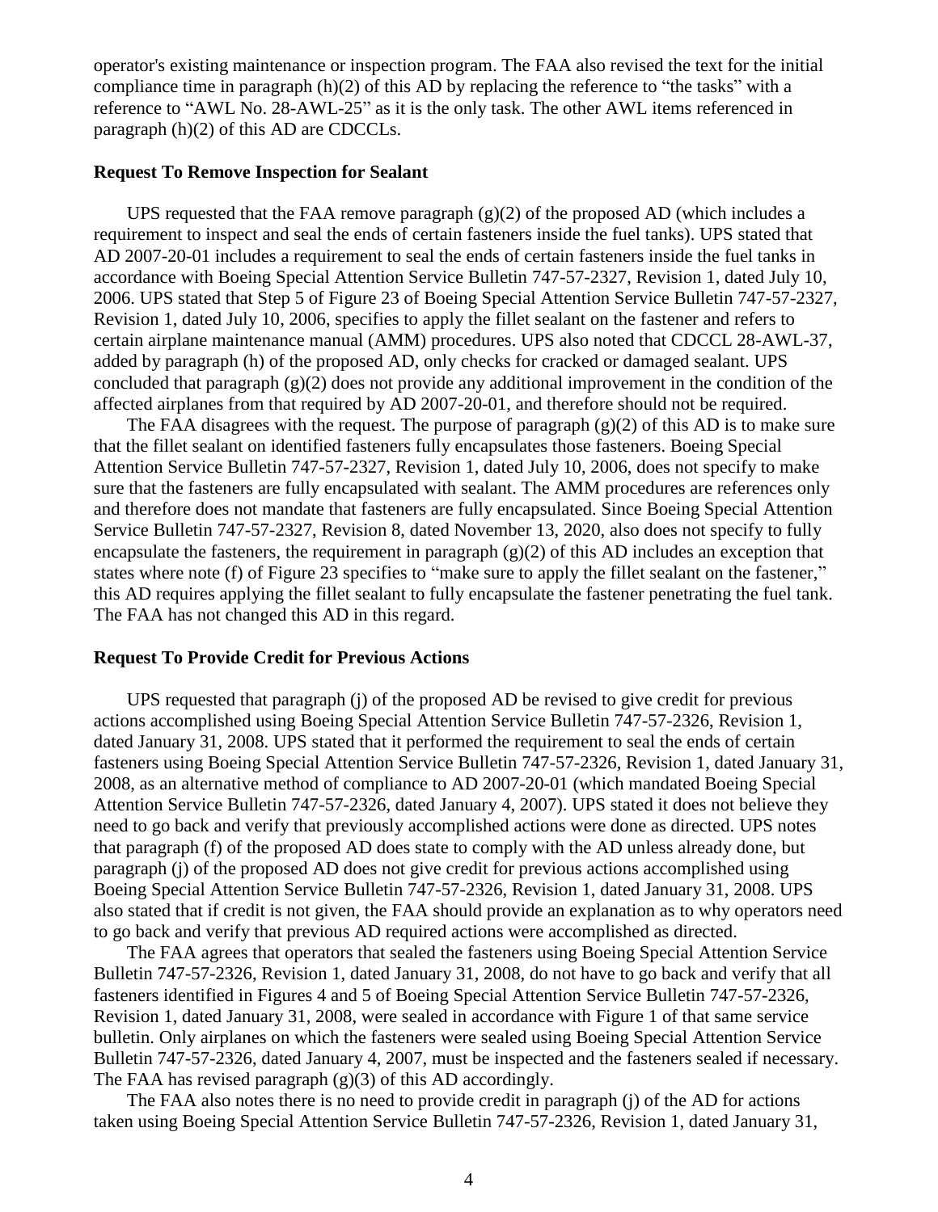operator's existing maintenance or inspection program. The FAA also revised the text for the initial compliance time in paragraph (h)(2) of this AD by replacing the reference to "the tasks" with a reference to "AWL No. 28-AWL-25" as it is the only task. The other AWL items referenced in paragraph (h)(2) of this AD are CDCCLs.

**Request To Remove Inspection for Sealant**

UPS requested that the FAA remove paragraph (g)(2) of the proposed AD (which includes a requirement to inspect and seal the ends of certain fasteners inside the fuel tanks). UPS stated that AD 2007-20-01 includes a requirement to seal the ends of certain fasteners inside the fuel tanks in accordance with Boeing Special Attention Service Bulletin 747-57-2327, Revision 1, dated July 10, 2006. UPS stated that Step 5 of Figure 23 of Boeing Special Attention Service Bulletin 747-57-2327, Revision 1, dated July 10, 2006, specifies to apply the fillet sealant on the fastener and refers to certain airplane maintenance manual (AMM) procedures. UPS also noted that CDCCL 28-AWL-37, added by paragraph (h) of the proposed AD, only checks for cracked or damaged sealant. UPS concluded that paragraph (g)(2) does not provide any additional improvement in the condition of the affected airplanes from that required by AD 2007-20-01, and therefore should not be required.

The FAA disagrees with the request. The purpose of paragraph (g)(2) of this AD is to make sure that the fillet sealant on identified fasteners fully encapsulates those fasteners. Boeing Special Attention Service Bulletin 747-57-2327, Revision 1, dated July 10, 2006, does not specify to make sure that the fasteners are fully encapsulated with sealant. The AMM procedures are references only and therefore does not mandate that fasteners are fully encapsulated. Since Boeing Special Attention Service Bulletin 747-57-2327, Revision 8, dated November 13, 2020, also does not specify to fully encapsulate the fasteners, the requirement in paragraph (g)(2) of this AD includes an exception that states where note (f) of Figure 23 specifies to "make sure to apply the fillet sealant on the fastener," this AD requires applying the fillet sealant to fully encapsulate the fastener penetrating the fuel tank. The FAA has not changed this AD in this regard.

**Request To Provide Credit for Previous Actions**

UPS requested that paragraph (j) of the proposed AD be revised to give credit for previous actions accomplished using Boeing Special Attention Service Bulletin 747-57-2326, Revision 1, dated January 31, 2008. UPS stated that it performed the requirement to seal the ends of certain fasteners using Boeing Special Attention Service Bulletin 747-57-2326, Revision 1, dated January 31, 2008, as an alternative method of compliance to AD 2007-20-01 (which mandated Boeing Special Attention Service Bulletin 747-57-2326, dated January 4, 2007). UPS stated it does not believe they need to go back and verify that previously accomplished actions were done as directed. UPS notes that paragraph (f) of the proposed AD does state to comply with the AD unless already done, but paragraph (j) of the proposed AD does not give credit for previous actions accomplished using Boeing Special Attention Service Bulletin 747-57-2326, Revision 1, dated January 31, 2008. UPS also stated that if credit is not given, the FAA should provide an explanation as to why operators need to go back and verify that previous AD required actions were accomplished as directed.

The FAA agrees that operators that sealed the fasteners using Boeing Special Attention Service Bulletin 747-57-2326, Revision 1, dated January 31, 2008, do not have to go back and verify that all fasteners identified in Figures 4 and 5 of Boeing Special Attention Service Bulletin 747-57-2326, Revision 1, dated January 31, 2008, were sealed in accordance with Figure 1 of that same service bulletin. Only airplanes on which the fasteners were sealed using Boeing Special Attention Service Bulletin 747-57-2326, dated January 4, 2007, must be inspected and the fasteners sealed if necessary. The FAA has revised paragraph (g)(3) of this AD accordingly.

The FAA also notes there is no need to provide credit in paragraph (j) of the AD for actions taken using Boeing Special Attention Service Bulletin 747-57-2326, Revision 1, dated January 31,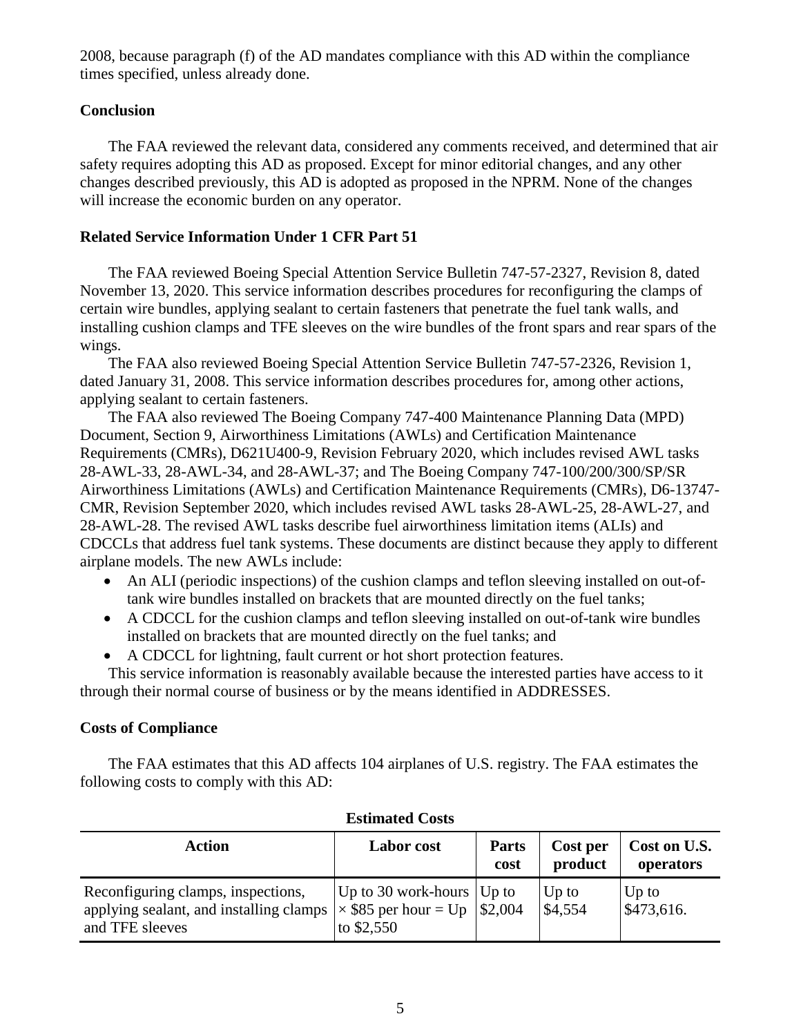2008, because paragraph (f) of the AD mandates compliance with this AD within the compliance times specified, unless already done.

**Conclusion**

The FAA reviewed the relevant data, considered any comments received, and determined that air safety requires adopting this AD as proposed. Except for minor editorial changes, and any other changes described previously, this AD is adopted as proposed in the NPRM. None of the changes will increase the economic burden on any operator.

**Related Service Information Under 1 CFR Part 51**

The FAA reviewed Boeing Special Attention Service Bulletin 747-57-2327, Revision 8, dated November 13, 2020. This service information describes procedures for reconfiguring the clamps of certain wire bundles, applying sealant to certain fasteners that penetrate the fuel tank walls, and installing cushion clamps and TFE sleeves on the wire bundles of the front spars and rear spars of the wings.

The FAA also reviewed Boeing Special Attention Service Bulletin 747-57-2326, Revision 1, dated January 31, 2008. This service information describes procedures for, among other actions, applying sealant to certain fasteners.

The FAA also reviewed The Boeing Company 747-400 Maintenance Planning Data (MPD) Document, Section 9, Airworthiness Limitations (AWLs) and Certification Maintenance Requirements (CMRs), D621U400-9, Revision February 2020, which includes revised AWL tasks 28-AWL-33, 28-AWL-34, and 28-AWL-37; and The Boeing Company 747-100/200/300/SP/SR Airworthiness Limitations (AWLs) and Certification Maintenance Requirements (CMRs), D6-13747-CMR, Revision September 2020, which includes revised AWL tasks 28-AWL-25, 28-AWL-27, and 28-AWL-28. The revised AWL tasks describe fuel airworthiness limitation items (ALIs) and CDCCLs that address fuel tank systems. These documents are distinct because they apply to different airplane models. The new AWLs include:

- An ALI (periodic inspections) of the cushion clamps and teflon sleeving installed on out-of-tank wire bundles installed on brackets that are mounted directly on the fuel tanks;
- A CDCCL for the cushion clamps and teflon sleeving installed on out-of-tank wire bundles installed on brackets that are mounted directly on the fuel tanks; and
- A CDCCL for lightning, fault current or hot short protection features.

This service information is reasonably available because the interested parties have access to it through their normal course of business or by the means identified in ADDRESSES.

**Costs of Compliance**

The FAA estimates that this AD affects 104 airplanes of U.S. registry. The FAA estimates the following costs to comply with this AD:

**Estimated Costs**

| Action | Labor cost | Parts cost | Cost per product | Cost on U.S. operators |
|---|---|---|---|---|
| Reconfiguring clamps, inspections, applying sealant, and installing clamps and TFE sleeves | Up to 30 work-hours × $85 per hour = Up to $2,550 | Up to $2,004 | Up to $4,554 | Up to $473,616. |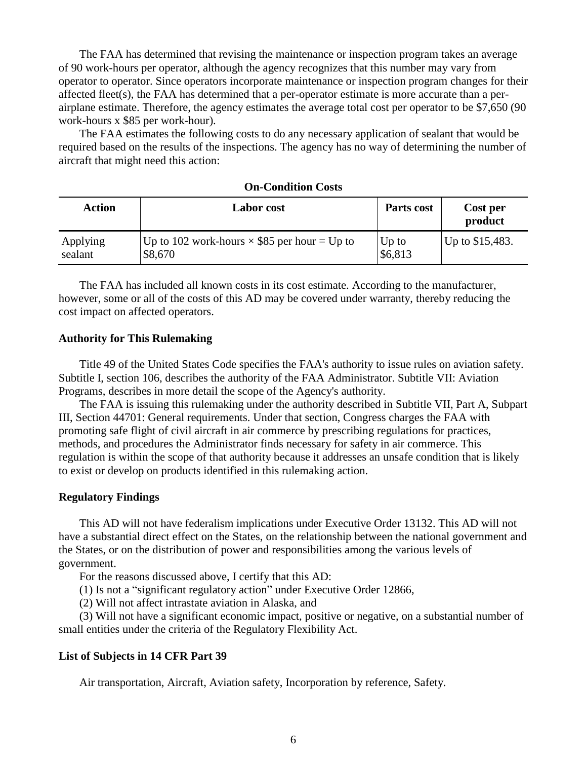The FAA has determined that revising the maintenance or inspection program takes an average of 90 work-hours per operator, although the agency recognizes that this number may vary from operator to operator. Since operators incorporate maintenance or inspection program changes for their affected fleet(s), the FAA has determined that a per-operator estimate is more accurate than a per-airplane estimate. Therefore, the agency estimates the average total cost per operator to be $7,650 (90 work-hours x $85 per work-hour).

The FAA estimates the following costs to do any necessary application of sealant that would be required based on the results of the inspections. The agency has no way of determining the number of aircraft that might need this action:

**On-Condition Costs**

| Action | Labor cost | Parts cost | Cost per product |
| --- | --- | --- | --- |
| Applying sealant | Up to 102 work-hours × $85 per hour = Up to $8,670 | Up to $6,813 | Up to $15,483. |

The FAA has included all known costs in its cost estimate. According to the manufacturer, however, some or all of the costs of this AD may be covered under warranty, thereby reducing the cost impact on affected operators.

### Authority for This Rulemaking

Title 49 of the United States Code specifies the FAA's authority to issue rules on aviation safety. Subtitle I, section 106, describes the authority of the FAA Administrator. Subtitle VII: Aviation Programs, describes in more detail the scope of the Agency's authority.

The FAA is issuing this rulemaking under the authority described in Subtitle VII, Part A, Subpart III, Section 44701: General requirements. Under that section, Congress charges the FAA with promoting safe flight of civil aircraft in air commerce by prescribing regulations for practices, methods, and procedures the Administrator finds necessary for safety in air commerce. This regulation is within the scope of that authority because it addresses an unsafe condition that is likely to exist or develop on products identified in this rulemaking action.

### Regulatory Findings

This AD will not have federalism implications under Executive Order 13132. This AD will not have a substantial direct effect on the States, on the relationship between the national government and the States, or on the distribution of power and responsibilities among the various levels of government.

For the reasons discussed above, I certify that this AD:

(1) Is not a "significant regulatory action" under Executive Order 12866,

(2) Will not affect intrastate aviation in Alaska, and

(3) Will not have a significant economic impact, positive or negative, on a substantial number of small entities under the criteria of the Regulatory Flexibility Act.

### List of Subjects in 14 CFR Part 39

Air transportation, Aircraft, Aviation safety, Incorporation by reference, Safety.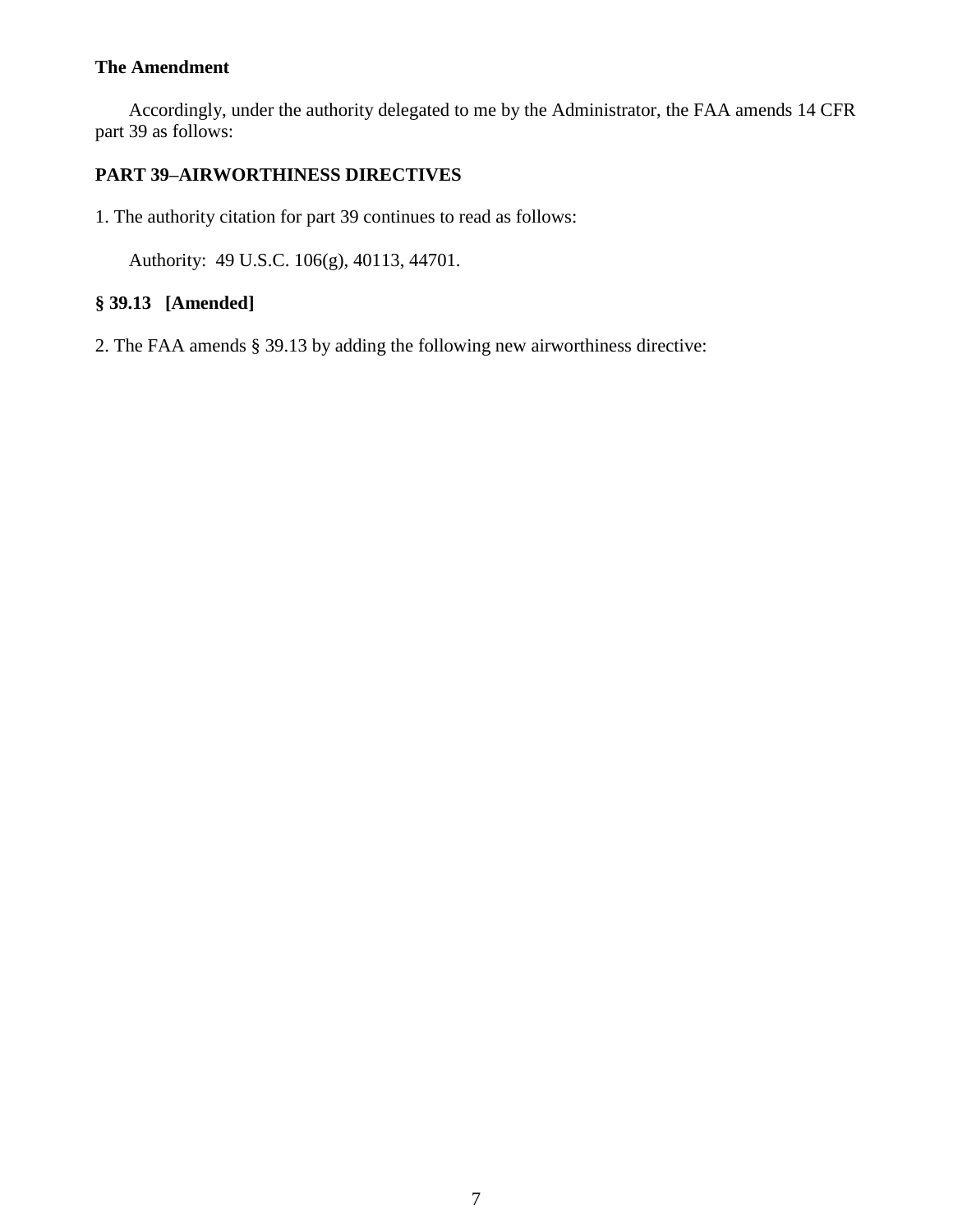**The Amendment**

Accordingly, under the authority delegated to me by the Administrator, the FAA amends 14 CFR part 39 as follows:

**PART 39–AIRWORTHINESS DIRECTIVES**

1. The authority citation for part 39 continues to read as follows:

Authority: 49 U.S.C. 106(g), 40113, 44701.

**§ 39.13 [Amended]**

2. The FAA amends § 39.13 by adding the following new airworthiness directive: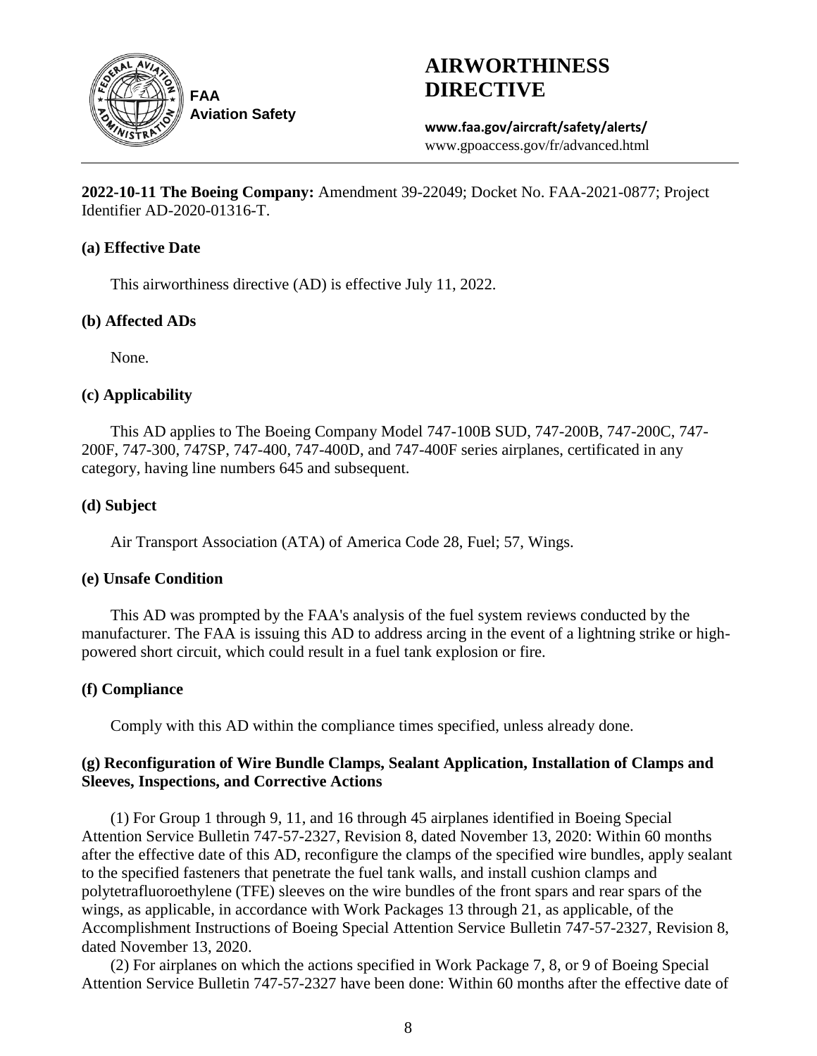# AIRWORTHINESS DIRECTIVE

FAA Aviation Safety

**www.faa.gov/aircraft/safety/alerts/**
www.gpoaccess.gov/fr/advanced.html

**2022-10-11 The Boeing Company:** Amendment 39-22049; Docket No. FAA-2021-0877; Project Identifier AD-2020-01316-T.

### (a) Effective Date

This airworthiness directive (AD) is effective July 11, 2022.

### (b) Affected ADs

None.

### (c) Applicability

This AD applies to The Boeing Company Model 747-100B SUD, 747-200B, 747-200C, 747-200F, 747-300, 747SP, 747-400, 747-400D, and 747-400F series airplanes, certificated in any category, having line numbers 645 and subsequent.

### (d) Subject

Air Transport Association (ATA) of America Code 28, Fuel; 57, Wings.

### (e) Unsafe Condition

This AD was prompted by the FAA's analysis of the fuel system reviews conducted by the manufacturer. The FAA is issuing this AD to address arcing in the event of a lightning strike or high-powered short circuit, which could result in a fuel tank explosion or fire.

### (f) Compliance

Comply with this AD within the compliance times specified, unless already done.

### (g) Reconfiguration of Wire Bundle Clamps, Sealant Application, Installation of Clamps and Sleeves, Inspections, and Corrective Actions

(1) For Group 1 through 9, 11, and 16 through 45 airplanes identified in Boeing Special Attention Service Bulletin 747-57-2327, Revision 8, dated November 13, 2020: Within 60 months after the effective date of this AD, reconfigure the clamps of the specified wire bundles, apply sealant to the specified fasteners that penetrate the fuel tank walls, and install cushion clamps and polytetrafluoroethylene (TFE) sleeves on the wire bundles of the front spars and rear spars of the wings, as applicable, in accordance with Work Packages 13 through 21, as applicable, of the Accomplishment Instructions of Boeing Special Attention Service Bulletin 747-57-2327, Revision 8, dated November 13, 2020.

(2) For airplanes on which the actions specified in Work Package 7, 8, or 9 of Boeing Special Attention Service Bulletin 747-57-2327 have been done: Within 60 months after the effective date of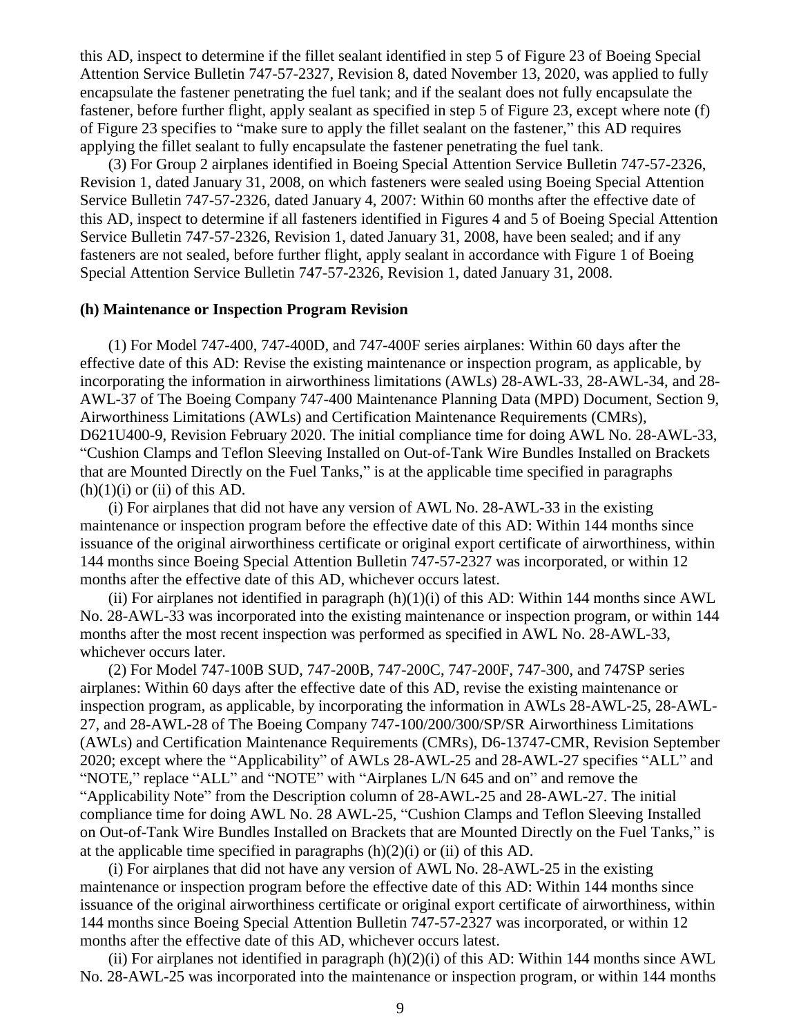this AD, inspect to determine if the fillet sealant identified in step 5 of Figure 23 of Boeing Special Attention Service Bulletin 747-57-2327, Revision 8, dated November 13, 2020, was applied to fully encapsulate the fastener penetrating the fuel tank; and if the sealant does not fully encapsulate the fastener, before further flight, apply sealant as specified in step 5 of Figure 23, except where note (f) of Figure 23 specifies to "make sure to apply the fillet sealant on the fastener," this AD requires applying the fillet sealant to fully encapsulate the fastener penetrating the fuel tank.

(3) For Group 2 airplanes identified in Boeing Special Attention Service Bulletin 747-57-2326, Revision 1, dated January 31, 2008, on which fasteners were sealed using Boeing Special Attention Service Bulletin 747-57-2326, dated January 4, 2007: Within 60 months after the effective date of this AD, inspect to determine if all fasteners identified in Figures 4 and 5 of Boeing Special Attention Service Bulletin 747-57-2326, Revision 1, dated January 31, 2008, have been sealed; and if any fasteners are not sealed, before further flight, apply sealant in accordance with Figure 1 of Boeing Special Attention Service Bulletin 747-57-2326, Revision 1, dated January 31, 2008.

**(h) Maintenance or Inspection Program Revision**

(1) For Model 747-400, 747-400D, and 747-400F series airplanes: Within 60 days after the effective date of this AD: Revise the existing maintenance or inspection program, as applicable, by incorporating the information in airworthiness limitations (AWLs) 28-AWL-33, 28-AWL-34, and 28-AWL-37 of The Boeing Company 747-400 Maintenance Planning Data (MPD) Document, Section 9, Airworthiness Limitations (AWLs) and Certification Maintenance Requirements (CMRs), D621U400-9, Revision February 2020. The initial compliance time for doing AWL No. 28-AWL-33, "Cushion Clamps and Teflon Sleeving Installed on Out-of-Tank Wire Bundles Installed on Brackets that are Mounted Directly on the Fuel Tanks," is at the applicable time specified in paragraphs (h)(1)(i) or (ii) of this AD.

(i) For airplanes that did not have any version of AWL No. 28-AWL-33 in the existing maintenance or inspection program before the effective date of this AD: Within 144 months since issuance of the original airworthiness certificate or original export certificate of airworthiness, within 144 months since Boeing Special Attention Bulletin 747-57-2327 was incorporated, or within 12 months after the effective date of this AD, whichever occurs latest.

(ii) For airplanes not identified in paragraph (h)(1)(i) of this AD: Within 144 months since AWL No. 28-AWL-33 was incorporated into the existing maintenance or inspection program, or within 144 months after the most recent inspection was performed as specified in AWL No. 28-AWL-33, whichever occurs later.

(2) For Model 747-100B SUD, 747-200B, 747-200C, 747-200F, 747-300, and 747SP series airplanes: Within 60 days after the effective date of this AD, revise the existing maintenance or inspection program, as applicable, by incorporating the information in AWLs 28-AWL-25, 28-AWL-27, and 28-AWL-28 of The Boeing Company 747-100/200/300/SP/SR Airworthiness Limitations (AWLs) and Certification Maintenance Requirements (CMRs), D6-13747-CMR, Revision September 2020; except where the "Applicability" of AWLs 28-AWL-25 and 28-AWL-27 specifies "ALL" and "NOTE," replace "ALL" and "NOTE" with "Airplanes L/N 645 and on" and remove the "Applicability Note" from the Description column of 28-AWL-25 and 28-AWL-27. The initial compliance time for doing AWL No. 28 AWL-25, "Cushion Clamps and Teflon Sleeving Installed on Out-of-Tank Wire Bundles Installed on Brackets that are Mounted Directly on the Fuel Tanks," is at the applicable time specified in paragraphs (h)(2)(i) or (ii) of this AD.

(i) For airplanes that did not have any version of AWL No. 28-AWL-25 in the existing maintenance or inspection program before the effective date of this AD: Within 144 months since issuance of the original airworthiness certificate or original export certificate of airworthiness, within 144 months since Boeing Special Attention Bulletin 747-57-2327 was incorporated, or within 12 months after the effective date of this AD, whichever occurs latest.

(ii) For airplanes not identified in paragraph (h)(2)(i) of this AD: Within 144 months since AWL No. 28-AWL-25 was incorporated into the maintenance or inspection program, or within 144 months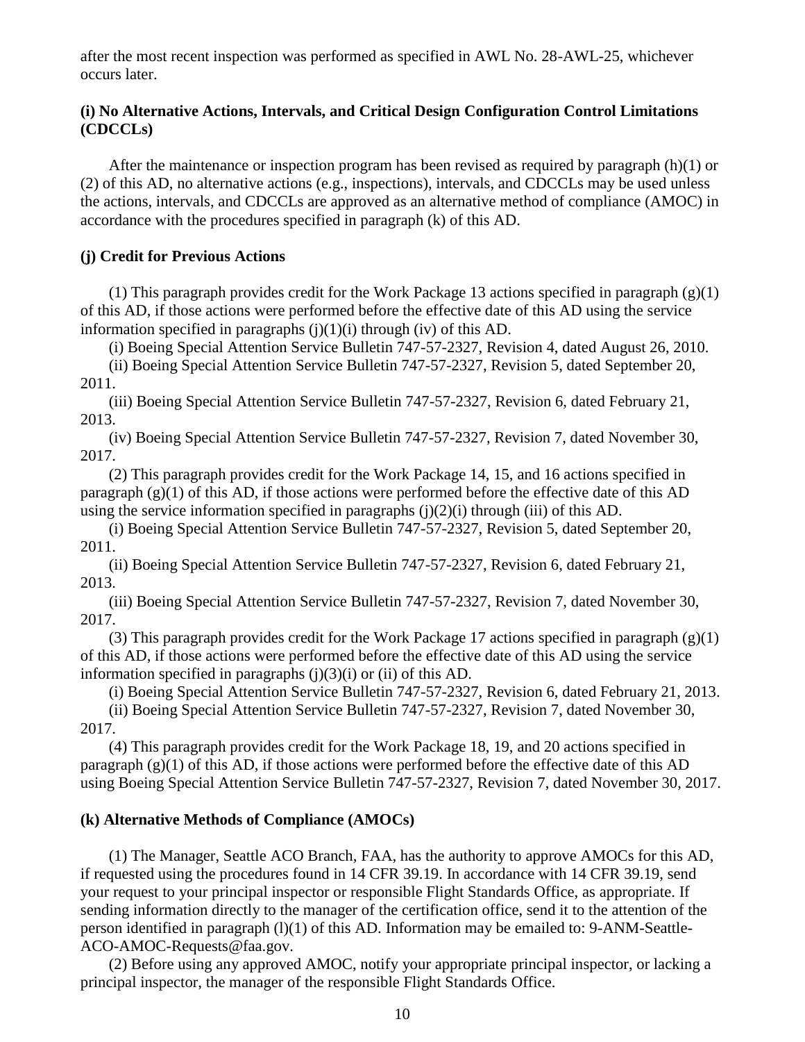after the most recent inspection was performed as specified in AWL No. 28-AWL-25, whichever occurs later.

### (i) No Alternative Actions, Intervals, and Critical Design Configuration Control Limitations (CDCCLs)

After the maintenance or inspection program has been revised as required by paragraph (h)(1) or (2) of this AD, no alternative actions (e.g., inspections), intervals, and CDCCLs may be used unless the actions, intervals, and CDCCLs are approved as an alternative method of compliance (AMOC) in accordance with the procedures specified in paragraph (k) of this AD.

### (j) Credit for Previous Actions

(1) This paragraph provides credit for the Work Package 13 actions specified in paragraph (g)(1) of this AD, if those actions were performed before the effective date of this AD using the service information specified in paragraphs (j)(1)(i) through (iv) of this AD.

(i) Boeing Special Attention Service Bulletin 747-57-2327, Revision 4, dated August 26, 2010.

(ii) Boeing Special Attention Service Bulletin 747-57-2327, Revision 5, dated September 20, 2011.

(iii) Boeing Special Attention Service Bulletin 747-57-2327, Revision 6, dated February 21, 2013.

(iv) Boeing Special Attention Service Bulletin 747-57-2327, Revision 7, dated November 30, 2017.

(2) This paragraph provides credit for the Work Package 14, 15, and 16 actions specified in paragraph (g)(1) of this AD, if those actions were performed before the effective date of this AD using the service information specified in paragraphs (j)(2)(i) through (iii) of this AD.

(i) Boeing Special Attention Service Bulletin 747-57-2327, Revision 5, dated September 20, 2011.

(ii) Boeing Special Attention Service Bulletin 747-57-2327, Revision 6, dated February 21, 2013.

(iii) Boeing Special Attention Service Bulletin 747-57-2327, Revision 7, dated November 30, 2017.

(3) This paragraph provides credit for the Work Package 17 actions specified in paragraph (g)(1) of this AD, if those actions were performed before the effective date of this AD using the service information specified in paragraphs (j)(3)(i) or (ii) of this AD.

(i) Boeing Special Attention Service Bulletin 747-57-2327, Revision 6, dated February 21, 2013.

(ii) Boeing Special Attention Service Bulletin 747-57-2327, Revision 7, dated November 30, 2017.

(4) This paragraph provides credit for the Work Package 18, 19, and 20 actions specified in paragraph (g)(1) of this AD, if those actions were performed before the effective date of this AD using Boeing Special Attention Service Bulletin 747-57-2327, Revision 7, dated November 30, 2017.

### (k) Alternative Methods of Compliance (AMOCs)

(1) The Manager, Seattle ACO Branch, FAA, has the authority to approve AMOCs for this AD, if requested using the procedures found in 14 CFR 39.19. In accordance with 14 CFR 39.19, send your request to your principal inspector or responsible Flight Standards Office, as appropriate. If sending information directly to the manager of the certification office, send it to the attention of the person identified in paragraph (l)(1) of this AD. Information may be emailed to: 9-ANM-Seattle-ACO-AMOC-Requests@faa.gov.

(2) Before using any approved AMOC, notify your appropriate principal inspector, or lacking a principal inspector, the manager of the responsible Flight Standards Office.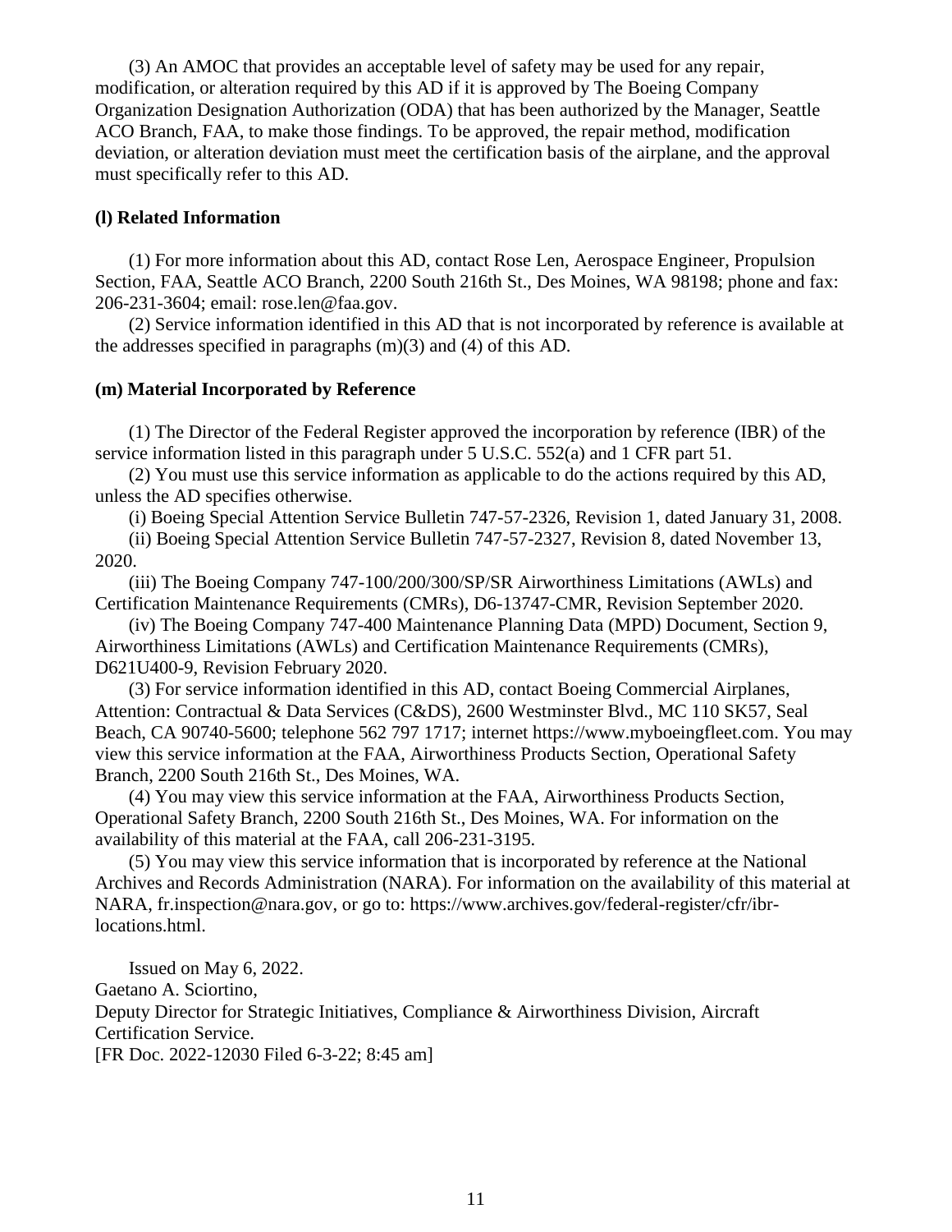(3) An AMOC that provides an acceptable level of safety may be used for any repair, modification, or alteration required by this AD if it is approved by The Boeing Company Organization Designation Authorization (ODA) that has been authorized by the Manager, Seattle ACO Branch, FAA, to make those findings. To be approved, the repair method, modification deviation, or alteration deviation must meet the certification basis of the airplane, and the approval must specifically refer to this AD.

**(l) Related Information**

(1) For more information about this AD, contact Rose Len, Aerospace Engineer, Propulsion Section, FAA, Seattle ACO Branch, 2200 South 216th St., Des Moines, WA 98198; phone and fax: 206-231-3604; email: rose.len@faa.gov.

(2) Service information identified in this AD that is not incorporated by reference is available at the addresses specified in paragraphs (m)(3) and (4) of this AD.

**(m) Material Incorporated by Reference**

(1) The Director of the Federal Register approved the incorporation by reference (IBR) of the service information listed in this paragraph under 5 U.S.C. 552(a) and 1 CFR part 51.

(2) You must use this service information as applicable to do the actions required by this AD, unless the AD specifies otherwise.

(i) Boeing Special Attention Service Bulletin 747-57-2326, Revision 1, dated January 31, 2008.

(ii) Boeing Special Attention Service Bulletin 747-57-2327, Revision 8, dated November 13, 2020.

(iii) The Boeing Company 747-100/200/300/SP/SR Airworthiness Limitations (AWLs) and Certification Maintenance Requirements (CMRs), D6-13747-CMR, Revision September 2020.

(iv) The Boeing Company 747-400 Maintenance Planning Data (MPD) Document, Section 9, Airworthiness Limitations (AWLs) and Certification Maintenance Requirements (CMRs), D621U400-9, Revision February 2020.

(3) For service information identified in this AD, contact Boeing Commercial Airplanes, Attention: Contractual & Data Services (C&DS), 2600 Westminster Blvd., MC 110 SK57, Seal Beach, CA 90740-5600; telephone 562 797 1717; internet https://www.myboeingfleet.com. You may view this service information at the FAA, Airworthiness Products Section, Operational Safety Branch, 2200 South 216th St., Des Moines, WA.

(4) You may view this service information at the FAA, Airworthiness Products Section, Operational Safety Branch, 2200 South 216th St., Des Moines, WA. For information on the availability of this material at the FAA, call 206-231-3195.

(5) You may view this service information that is incorporated by reference at the National Archives and Records Administration (NARA). For information on the availability of this material at NARA, fr.inspection@nara.gov, or go to: https://www.archives.gov/federal-register/cfr/ibr-locations.html.

Issued on May 6, 2022.
Gaetano A. Sciortino,
Deputy Director for Strategic Initiatives, Compliance & Airworthiness Division, Aircraft Certification Service.
[FR Doc. 2022-12030 Filed 6-3-22; 8:45 am]